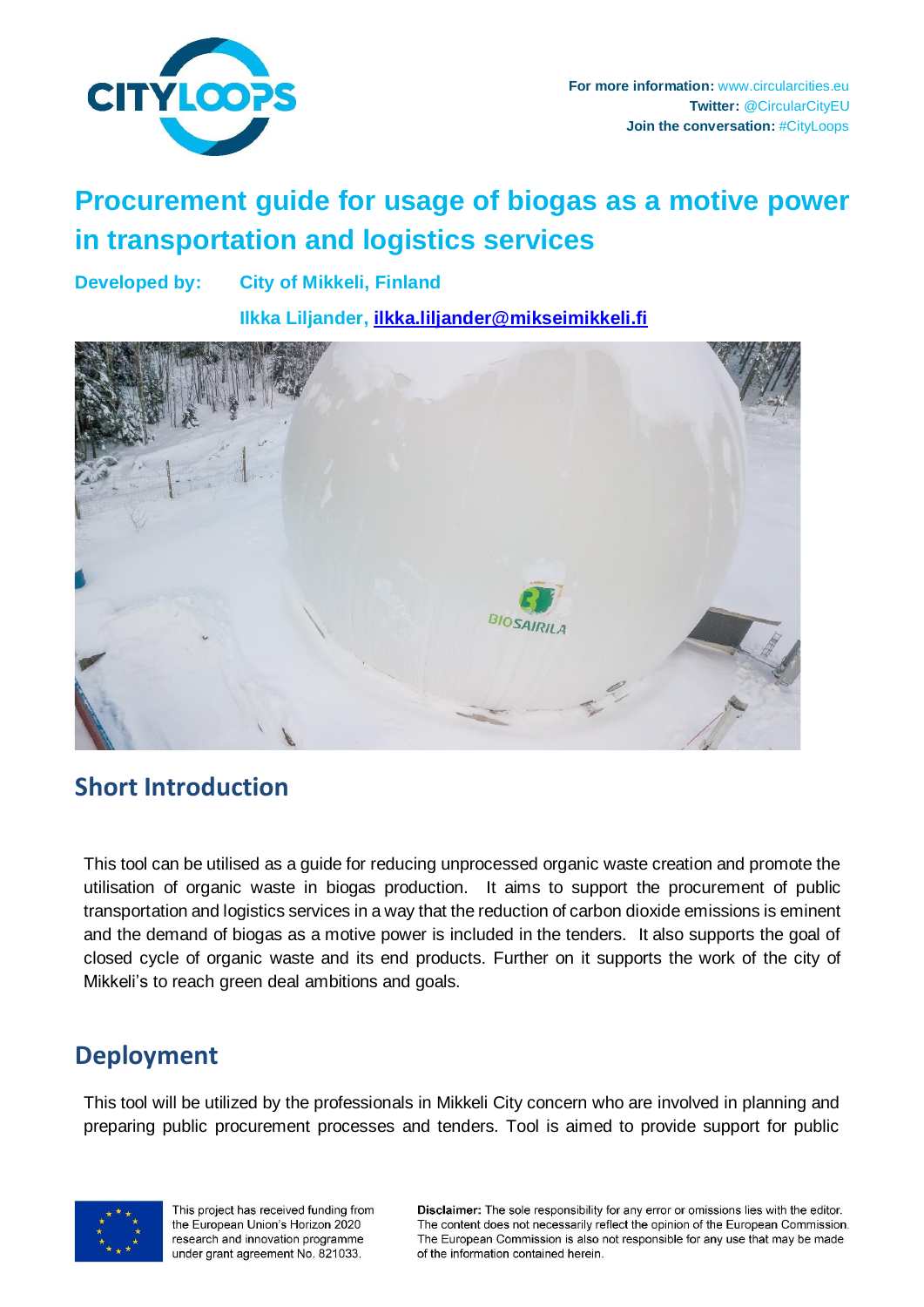For more information: www.circularcities.eu
Twitter: @CircularCityEU
Join the conversation: #CityLoops

# Procurement guide for usage of biogas as a motive power in transportation and logistics services

**Developed by:** **City of Mikkeli, Finland**

**Ilkka Liljander, ilkka.liljander@mikseimikkeli.fi**

## Short Introduction

This tool can be utilised as a guide for reducing unprocessed organic waste creation and promote the utilisation of organic waste in biogas production. It aims to support the procurement of public transportation and logistics services in a way that the reduction of carbon dioxide emissions is eminent and the demand of biogas as a motive power is included in the tenders. It also supports the goal of closed cycle of organic waste and its end products. Further on it supports the work of the city of Mikkeli's to reach green deal ambitions and goals.

## Deployment

This tool will be utilized by the professionals in Mikkeli City concern who are involved in planning and preparing public procurement processes and tenders. Tool is aimed to provide support for public

This project has received funding from the European Union's Horizon 2020 research and innovation programme under grant agreement No. 821033.

**Disclaimer:** The sole responsibility for any error or omissions lies with the editor. The content does not necessarily reflect the opinion of the European Commission. The European Commission is also not responsible for any use that may be made of the information contained herein.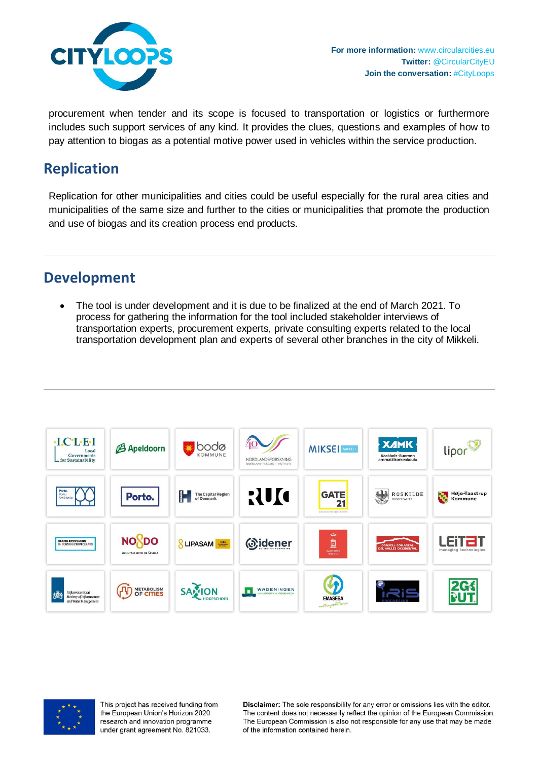procurement when tender and its scope is focused to transportation or logistics or furthermore includes such support services of any kind. It provides the clues, questions and examples of how to pay attention to biogas as a potential motive power used in vehicles within the service production.

## Replication

Replication for other municipalities and cities could be useful especially for the rural area cities and municipalities of the same size and further to the cities or municipalities that promote the production and use of biogas and its creation process end products.

## Development

- The tool is under development and it is due to be finalized at the end of March 2021. To process for gathering the information for the tool included stakeholder interviews of transportation experts, procurement experts, private consulting experts related to the local transportation development plan and experts of several other branches in the city of Mikkeli.

This project has received funding from the European Union's Horizon 2020 research and innovation programme under grant agreement No. 821033.

**Disclaimer:** The sole responsibility for any error or omissions lies with the editor. The content does not necessarily reflect the opinion of the European Commission. The European Commission is also not responsible for any use that may be made of the information contained herein.